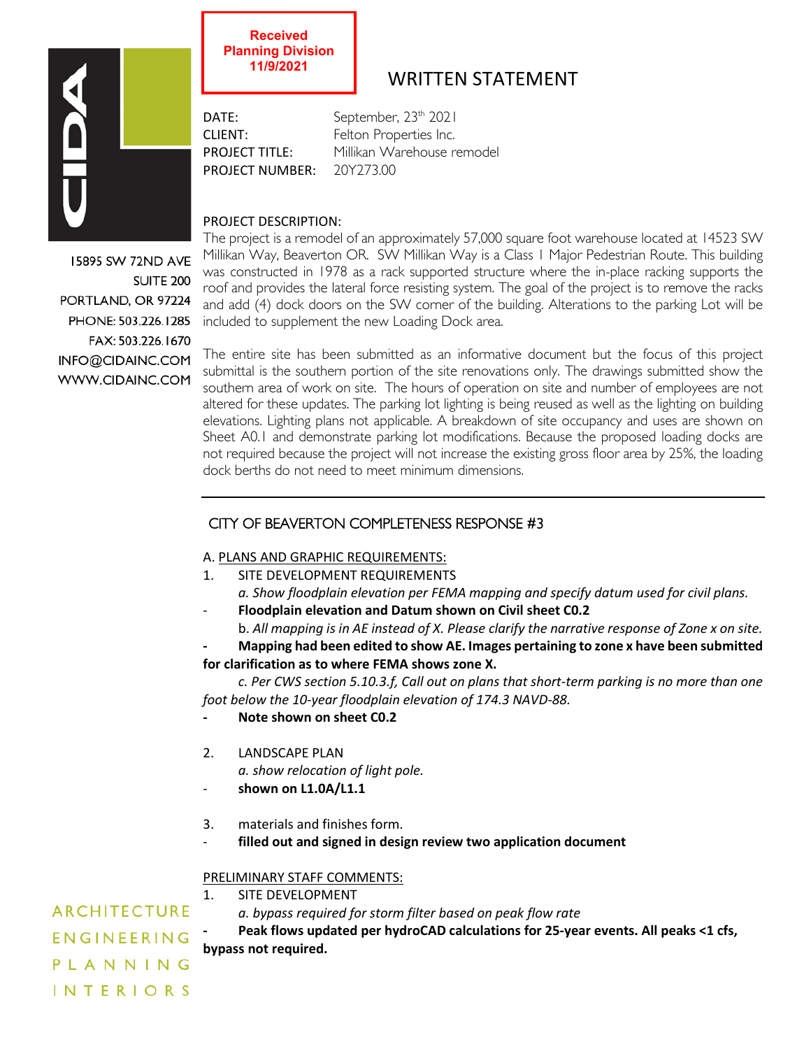Received
Planning Division
11/9/2021

# WRITTEN STATEMENT

DATE: September, 23th 2021
CLIENT: Felton Properties Inc.
PROJECT TITLE: Millikan Warehouse remodel
PROJECT NUMBER: 20Y273.00

15895 SW 72ND AVE
SUITE 200
PORTLAND, OR 97224
PHONE: 503.226.1285
FAX: 503.226.1670
INFO@CIDAINC.COM
WWW.CIDAINC.COM

PROJECT DESCRIPTION:

The project is a remodel of an approximately 57,000 square foot warehouse located at 14523 SW Millikan Way, Beaverton OR. SW Millikan Way is a Class 1 Major Pedestrian Route. This building was constructed in 1978 as a rack supported structure where the in-place racking supports the roof and provides the lateral force resisting system. The goal of the project is to remove the racks and add (4) dock doors on the SW corner of the building. Alterations to the parking Lot will be included to supplement the new Loading Dock area.

The entire site has been submitted as an informative document but the focus of this project submittal is the southern portion of the site renovations only. The drawings submitted show the southern area of work on site. The hours of operation on site and number of employees are not altered for these updates. The parking lot lighting is being reused as well as the lighting on building elevations. Lighting plans not applicable. A breakdown of site occupancy and uses are shown on Sheet A0.1 and demonstrate parking lot modifications. Because the proposed loading docks are not required because the project will not increase the existing gross floor area by 25%, the loading dock berths do not need to meet minimum dimensions.

---

## CITY OF BEAVERTON COMPLETENESS RESPONSE #3

A. PLANS AND GRAPHIC REQUIREMENTS:

1. SITE DEVELOPMENT REQUIREMENTS

   *a. Show floodplain elevation per FEMA mapping and specify datum used for civil plans.*

- **Floodplain elevation and Datum shown on Civil sheet C0.2**

   b. *All mapping is in AE instead of X. Please clarify the narrative response of Zone x on site.*

- **Mapping had been edited to show AE. Images pertaining to zone x have been submitted for clarification as to where FEMA shows zone X.**

   *c. Per CWS section 5.10.3.f, Call out on plans that short-term parking is no more than one foot below the 10-year floodplain elevation of 174.3 NAVD-88.*

- **Note shown on sheet C0.2**

2. LANDSCAPE PLAN

   *a. show relocation of light pole.*

- **shown on L1.0A/L1.1**

3. materials and finishes form.

- **filled out and signed in design review two application document**

PRELIMINARY STAFF COMMENTS:

1. SITE DEVELOPMENT

   *a. bypass required for storm filter based on peak flow rate*

- **Peak flows updated per hydroCAD calculations for 25-year events. All peaks <1 cfs, bypass not required.**

ARCHITECTURE
ENGINEERING
PLANNING
INTERIORS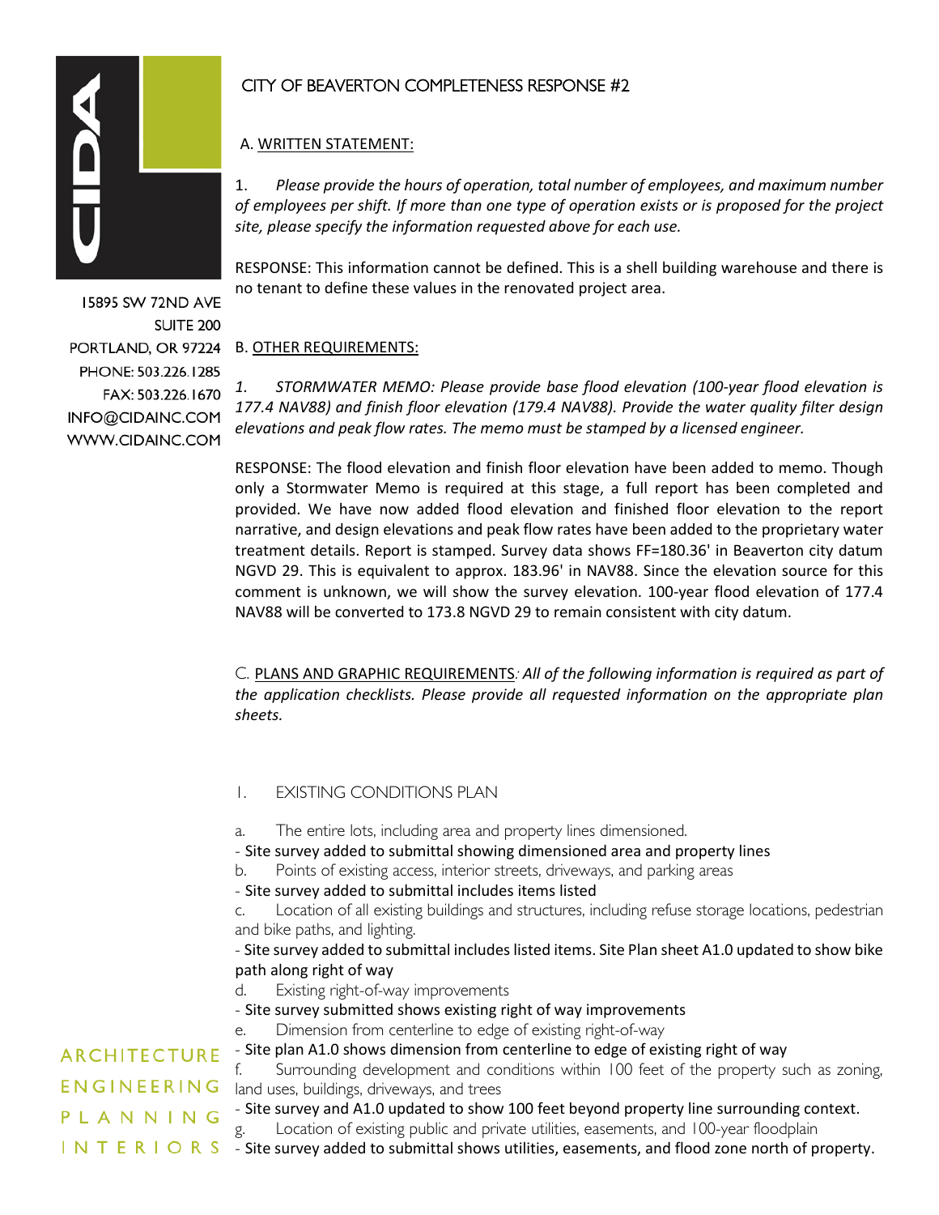# CITY OF BEAVERTON COMPLETENESS RESPONSE #2

## A. WRITTEN STATEMENT:

1. *Please provide the hours of operation, total number of employees, and maximum number of employees per shift. If more than one type of operation exists or is proposed for the project site, please specify the information requested above for each use.*

RESPONSE: This information cannot be defined. This is a shell building warehouse and there is no tenant to define these values in the renovated project area.

## B. OTHER REQUIREMENTS:

*1. STORMWATER MEMO: Please provide base flood elevation (100-year flood elevation is 177.4 NAV88) and finish floor elevation (179.4 NAV88). Provide the water quality filter design elevations and peak flow rates. The memo must be stamped by a licensed engineer.*

RESPONSE: The flood elevation and finish floor elevation have been added to memo. Though only a Stormwater Memo is required at this stage, a full report has been completed and provided. We have now added flood elevation and finished floor elevation to the report narrative, and design elevations and peak flow rates have been added to the proprietary water treatment details. Report is stamped. Survey data shows FF=180.36' in Beaverton city datum NGVD 29. This is equivalent to approx. 183.96' in NAV88. Since the elevation source for this comment is unknown, we will show the survey elevation. 100-year flood elevation of 177.4 NAV88 will be converted to 173.8 NGVD 29 to remain consistent with city datum.

## C. PLANS AND GRAPHIC REQUIREMENTS*: All of the following information is required as part of the application checklists. Please provide all requested information on the appropriate plan sheets.*

### I. EXISTING CONDITIONS PLAN

a. The entire lots, including area and property lines dimensioned.

- Site survey added to submittal showing dimensioned area and property lines

b. Points of existing access, interior streets, driveways, and parking areas

- Site survey added to submittal includes items listed

c. Location of all existing buildings and structures, including refuse storage locations, pedestrian and bike paths, and lighting.

- Site survey added to submittal includes listed items. Site Plan sheet A1.0 updated to show bike path along right of way

d. Existing right-of-way improvements

- Site survey submitted shows existing right of way improvements

e. Dimension from centerline to edge of existing right-of-way

- Site plan A1.0 shows dimension from centerline to edge of existing right of way

f. Surrounding development and conditions within 100 feet of the property such as zoning, land uses, buildings, driveways, and trees

- Site survey and A1.0 updated to show 100 feet beyond property line surrounding context.

g. Location of existing public and private utilities, easements, and 100-year floodplain

- Site survey added to submittal shows utilities, easements, and flood zone north of property.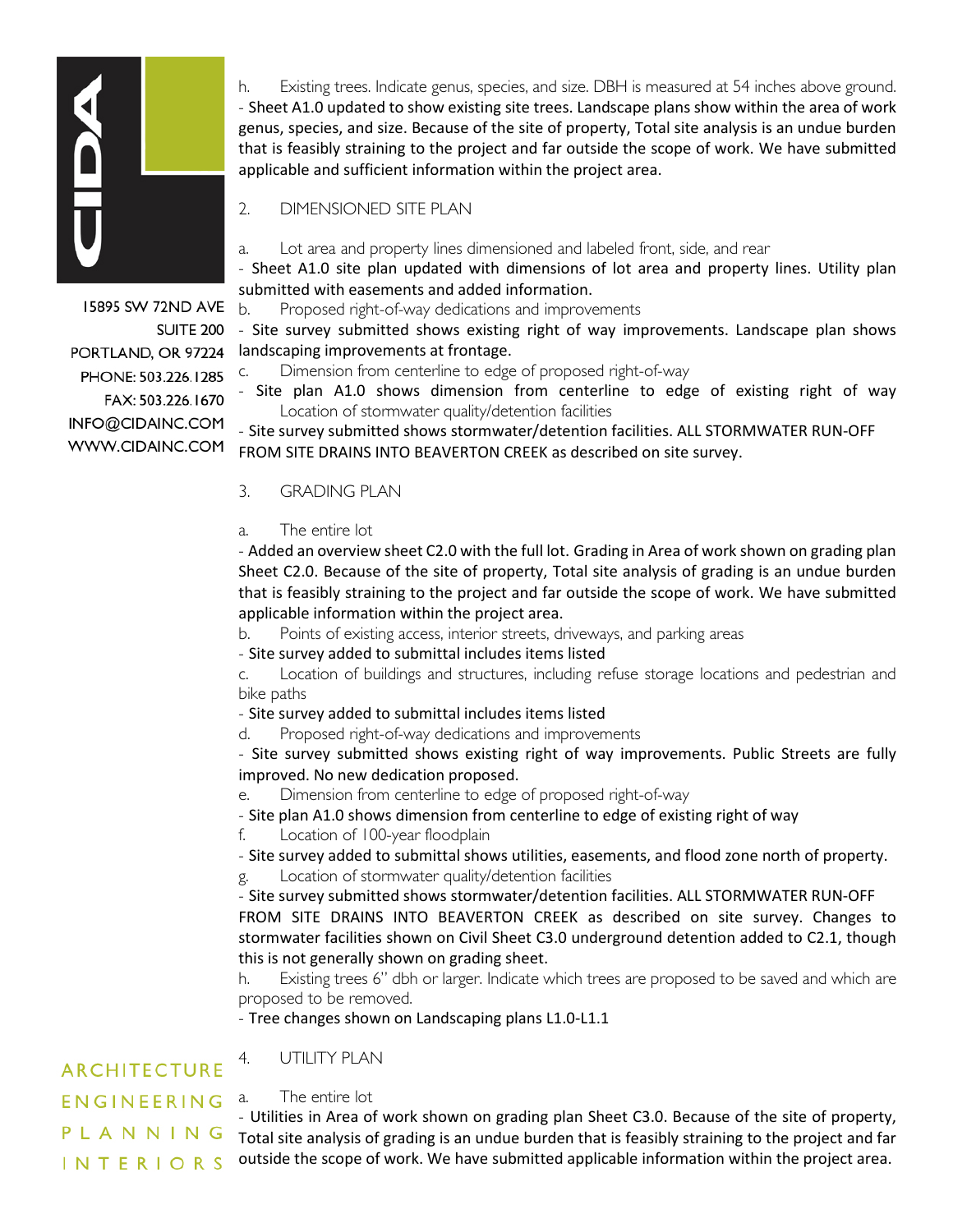h. Existing trees. Indicate genus, species, and size. DBH is measured at 54 inches above ground.
- Sheet A1.0 updated to show existing site trees. Landscape plans show within the area of work genus, species, and size. Because of the site of property, Total site analysis is an undue burden that is feasibly straining to the project and far outside the scope of work. We have submitted applicable and sufficient information within the project area.

## 2. DIMENSIONED SITE PLAN

a. Lot area and property lines dimensioned and labeled front, side, and rear
- Sheet A1.0 site plan updated with dimensions of lot area and property lines. Utility plan submitted with easements and added information.

b. Proposed right-of-way dedications and improvements
- Site survey submitted shows existing right of way improvements. Landscape plan shows landscaping improvements at frontage.

c. Dimension from centerline to edge of proposed right-of-way
- Site plan A1.0 shows dimension from centerline to edge of existing right of way
Location of stormwater quality/detention facilities
- Site survey submitted shows stormwater/detention facilities. ALL STORMWATER RUN-OFF FROM SITE DRAINS INTO BEAVERTON CREEK as described on site survey.

## 3. GRADING PLAN

a. The entire lot
- Added an overview sheet C2.0 with the full lot. Grading in Area of work shown on grading plan Sheet C2.0. Because of the site of property, Total site analysis of grading is an undue burden that is feasibly straining to the project and far outside the scope of work. We have submitted applicable information within the project area.

b. Points of existing access, interior streets, driveways, and parking areas
- Site survey added to submittal includes items listed

c. Location of buildings and structures, including refuse storage locations and pedestrian and bike paths
- Site survey added to submittal includes items listed

d. Proposed right-of-way dedications and improvements
- Site survey submitted shows existing right of way improvements. Public Streets are fully improved. No new dedication proposed.

e. Dimension from centerline to edge of proposed right-of-way
- Site plan A1.0 shows dimension from centerline to edge of existing right of way

f. Location of 100-year floodplain
- Site survey added to submittal shows utilities, easements, and flood zone north of property.

g. Location of stormwater quality/detention facilities
- Site survey submitted shows stormwater/detention facilities. ALL STORMWATER RUN-OFF FROM SITE DRAINS INTO BEAVERTON CREEK as described on site survey. Changes to stormwater facilities shown on Civil Sheet C3.0 underground detention added to C2.1, though this is not generally shown on grading sheet.

h. Existing trees 6" dbh or larger. Indicate which trees are proposed to be saved and which are proposed to be removed.
- Tree changes shown on Landscaping plans L1.0-L1.1

## 4. UTILITY PLAN

a. The entire lot
- Utilities in Area of work shown on grading plan Sheet C3.0. Because of the site of property, Total site analysis of grading is an undue burden that is feasibly straining to the project and far outside the scope of work. We have submitted applicable information within the project area.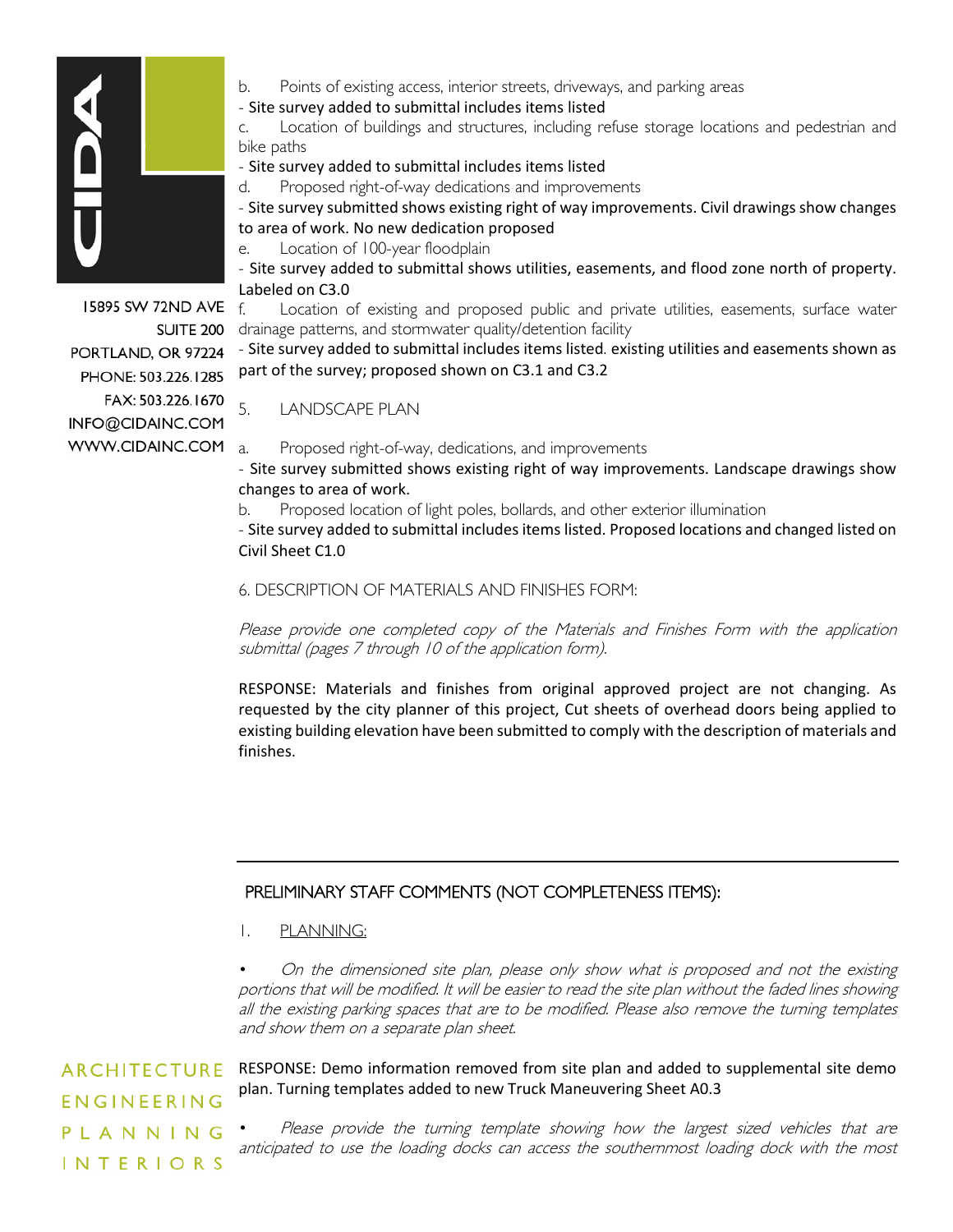b. Points of existing access, interior streets, driveways, and parking areas

- Site survey added to submittal includes items listed

c. Location of buildings and structures, including refuse storage locations and pedestrian and bike paths

- Site survey added to submittal includes items listed

d. Proposed right-of-way dedications and improvements

- Site survey submitted shows existing right of way improvements. Civil drawings show changes to area of work. No new dedication proposed

e. Location of 100-year floodplain

- Site survey added to submittal shows utilities, easements, and flood zone north of property. Labeled on C3.0

f. Location of existing and proposed public and private utilities, easements, surface water drainage patterns, and stormwater quality/detention facility

- Site survey added to submittal includes items listed. existing utilities and easements shown as part of the survey; proposed shown on C3.1 and C3.2

5. LANDSCAPE PLAN

a. Proposed right-of-way, dedications, and improvements

- Site survey submitted shows existing right of way improvements. Landscape drawings show changes to area of work.

b. Proposed location of light poles, bollards, and other exterior illumination

- Site survey added to submittal includes items listed. Proposed locations and changed listed on Civil Sheet C1.0

6. DESCRIPTION OF MATERIALS AND FINISHES FORM:

*Please provide one completed copy of the Materials and Finishes Form with the application submittal (pages 7 through 10 of the application form).*

RESPONSE: Materials and finishes from original approved project are not changing. As requested by the city planner of this project, Cut sheets of overhead doors being applied to existing building elevation have been submitted to comply with the description of materials and finishes.

---

## PRELIMINARY STAFF COMMENTS (NOT COMPLETENESS ITEMS):

1. PLANNING:

- *On the dimensioned site plan, please only show what is proposed and not the existing portions that will be modified. It will be easier to read the site plan without the faded lines showing all the existing parking spaces that are to be modified. Please also remove the turning templates and show them on a separate plan sheet.*

RESPONSE: Demo information removed from site plan and added to supplemental site demo plan. Turning templates added to new Truck Maneuvering Sheet A0.3

- *Please provide the turning template showing how the largest sized vehicles that are anticipated to use the loading docks can access the southernmost loading dock with the most*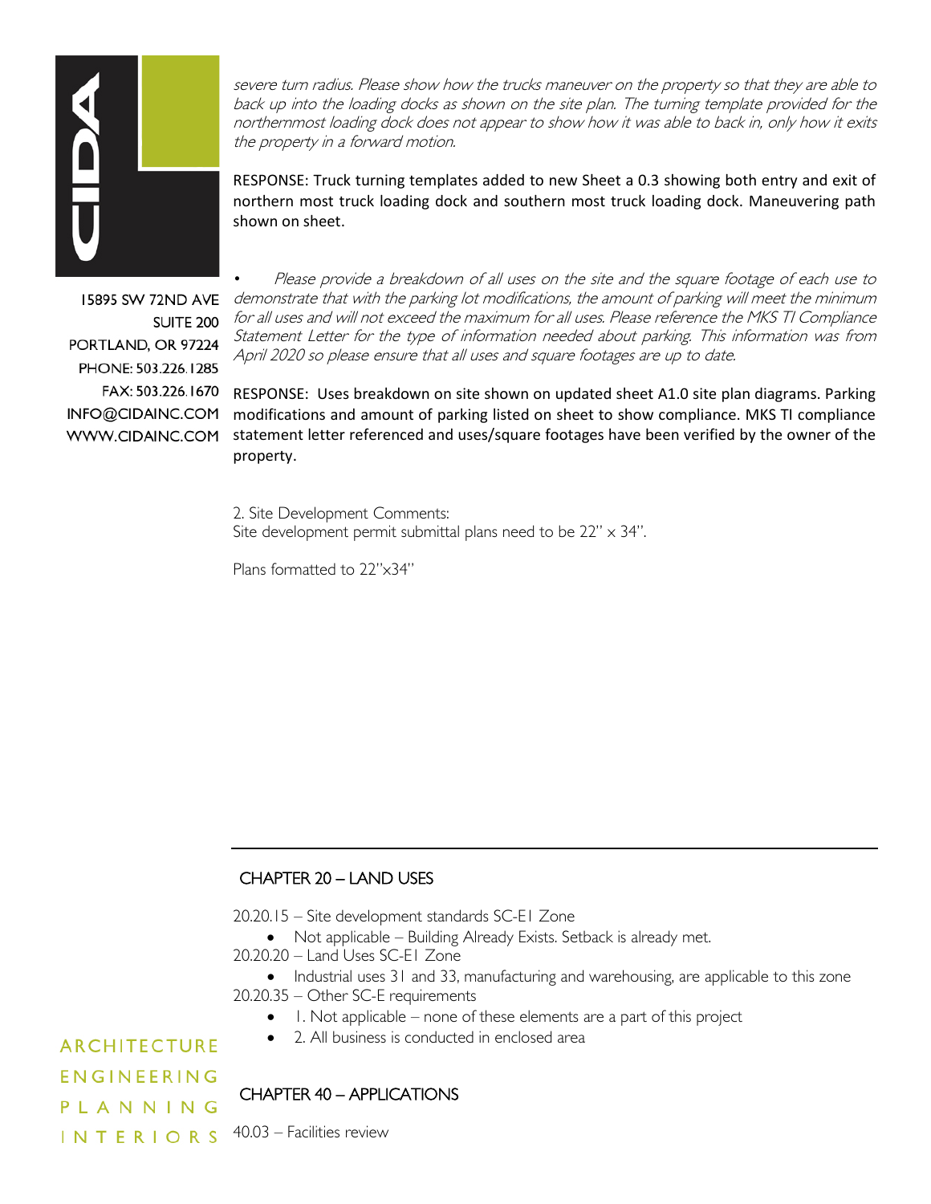*severe turn radius. Please show how the trucks maneuver on the property so that they are able to back up into the loading docks as shown on the site plan. The turning template provided for the northernmost loading dock does not appear to show how it was able to back in, only how it exits the property in a forward motion.*

RESPONSE: Truck turning templates added to new Sheet a 0.3 showing both entry and exit of northern most truck loading dock and southern most truck loading dock. Maneuvering path shown on sheet.

- *Please provide a breakdown of all uses on the site and the square footage of each use to demonstrate that with the parking lot modifications, the amount of parking will meet the minimum for all uses and will not exceed the maximum for all uses. Please reference the MKS TI Compliance Statement Letter for the type of information needed about parking. This information was from April 2020 so please ensure that all uses and square footages are up to date.*

RESPONSE: Uses breakdown on site shown on updated sheet A1.0 site plan diagrams. Parking modifications and amount of parking listed on sheet to show compliance. MKS TI compliance statement letter referenced and uses/square footages have been verified by the owner of the property.

2. Site Development Comments:
Site development permit submittal plans need to be 22" x 34".

Plans formatted to 22"x34"

---

## CHAPTER 20 – LAND USES

20.20.15 – Site development standards SC-E1 Zone

- Not applicable – Building Already Exists. Setback is already met.

20.20.20 – Land Uses SC-E1 Zone

- Industrial uses 31 and 33, manufacturing and warehousing, are applicable to this zone

20.20.35 – Other SC-E requirements

- 1. Not applicable – none of these elements are a part of this project
- 2. All business is conducted in enclosed area

## CHAPTER 40 – APPLICATIONS

40.03 – Facilities review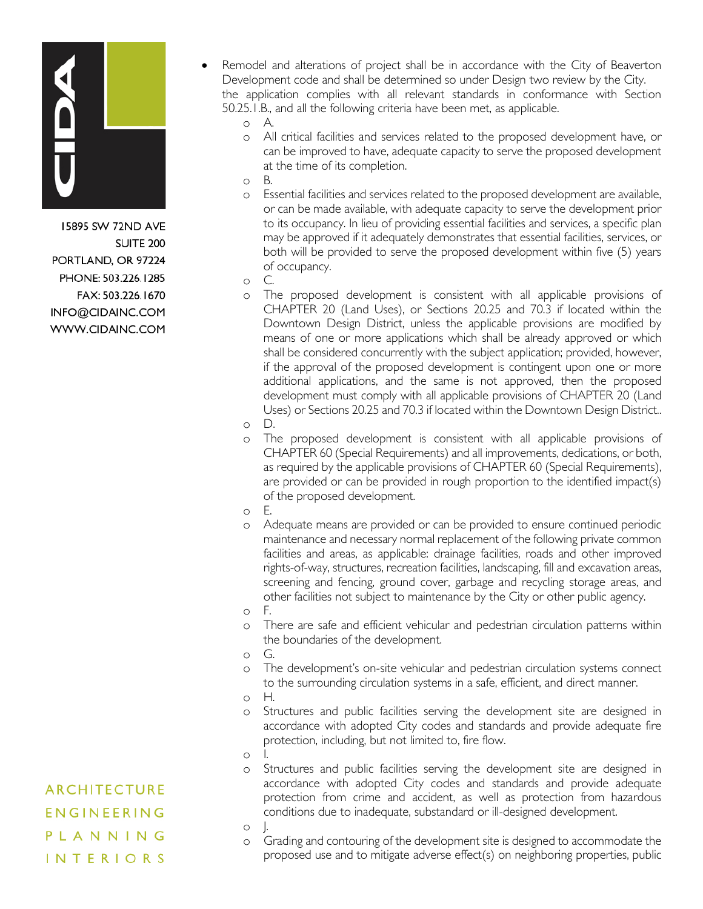- Remodel and alterations of project shall be in accordance with the City of Beaverton Development code and shall be determined so under Design two review by the City. the application complies with all relevant standards in conformance with Section 50.25.1.B., and all the following criteria have been met, as applicable.
    - A.
    - All critical facilities and services related to the proposed development have, or can be improved to have, adequate capacity to serve the proposed development at the time of its completion.
    - B.
    - Essential facilities and services related to the proposed development are available, or can be made available, with adequate capacity to serve the development prior to its occupancy. In lieu of providing essential facilities and services, a specific plan may be approved if it adequately demonstrates that essential facilities, services, or both will be provided to serve the proposed development within five (5) years of occupancy.
    - C.
    - The proposed development is consistent with all applicable provisions of CHAPTER 20 (Land Uses), or Sections 20.25 and 70.3 if located within the Downtown Design District, unless the applicable provisions are modified by means of one or more applications which shall be already approved or which shall be considered concurrently with the subject application; provided, however, if the approval of the proposed development is contingent upon one or more additional applications, and the same is not approved, then the proposed development must comply with all applicable provisions of CHAPTER 20 (Land Uses) or Sections 20.25 and 70.3 if located within the Downtown Design District..
    - D.
    - The proposed development is consistent with all applicable provisions of CHAPTER 60 (Special Requirements) and all improvements, dedications, or both, as required by the applicable provisions of CHAPTER 60 (Special Requirements), are provided or can be provided in rough proportion to the identified impact(s) of the proposed development.
    - E.
    - Adequate means are provided or can be provided to ensure continued periodic maintenance and necessary normal replacement of the following private common facilities and areas, as applicable: drainage facilities, roads and other improved rights-of-way, structures, recreation facilities, landscaping, fill and excavation areas, screening and fencing, ground cover, garbage and recycling storage areas, and other facilities not subject to maintenance by the City or other public agency.
    - F.
    - There are safe and efficient vehicular and pedestrian circulation patterns within the boundaries of the development.
    - G.
    - The development's on-site vehicular and pedestrian circulation systems connect to the surrounding circulation systems in a safe, efficient, and direct manner.
    - H.
    - Structures and public facilities serving the development site are designed in accordance with adopted City codes and standards and provide adequate fire protection, including, but not limited to, fire flow.
    - I.
    - Structures and public facilities serving the development site are designed in accordance with adopted City codes and standards and provide adequate protection from crime and accident, as well as protection from hazardous conditions due to inadequate, substandard or ill-designed development.
    - J.
    - Grading and contouring of the development site is designed to accommodate the proposed use and to mitigate adverse effect(s) on neighboring properties, public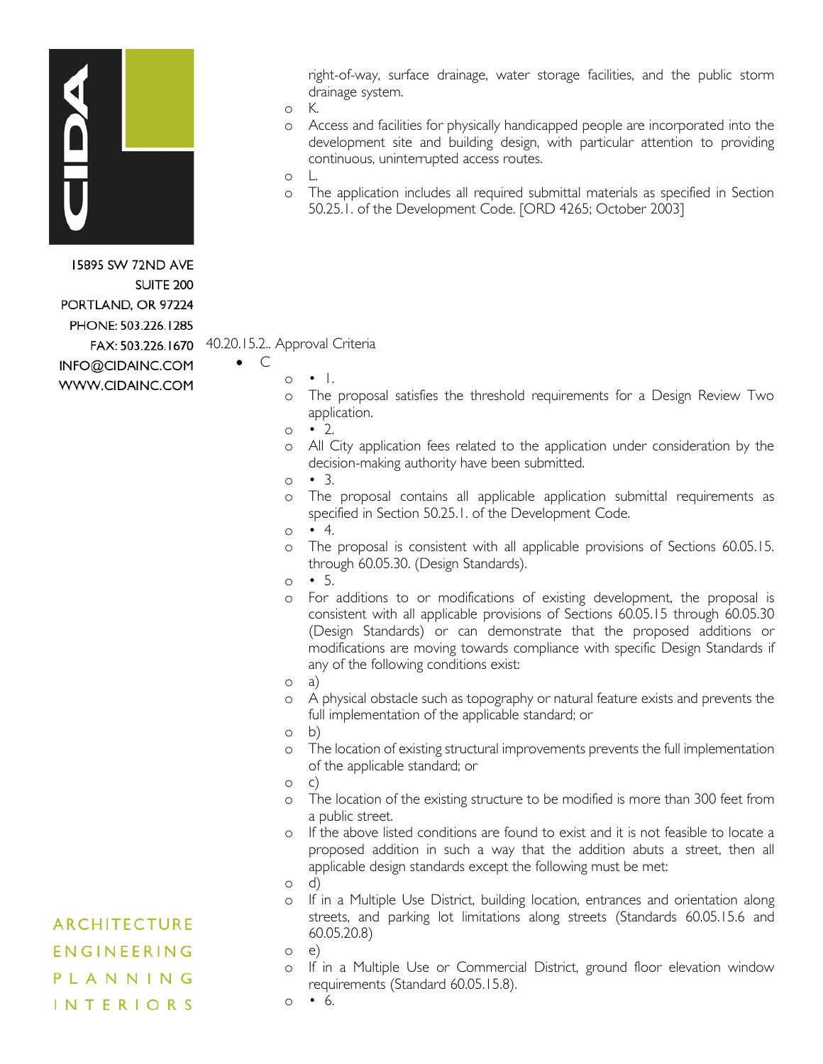right-of-way, surface drainage, water storage facilities, and the public storm drainage system.

- K.
- Access and facilities for physically handicapped people are incorporated into the development site and building design, with particular attention to providing continuous, uninterrupted access routes.
- L.
- The application includes all required submittal materials as specified in Section 50.25.1. of the Development Code. [ORD 4265; October 2003]

40.20.15.2.. Approval Criteria

- C
  - • 1.
  - The proposal satisfies the threshold requirements for a Design Review Two application.
  - • 2.
  - All City application fees related to the application under consideration by the decision-making authority have been submitted.
  - • 3.
  - The proposal contains all applicable application submittal requirements as specified in Section 50.25.1. of the Development Code.
  - • 4.
  - The proposal is consistent with all applicable provisions of Sections 60.05.15. through 60.05.30. (Design Standards).
  - • 5.
  - For additions to or modifications of existing development, the proposal is consistent with all applicable provisions of Sections 60.05.15 through 60.05.30 (Design Standards) or can demonstrate that the proposed additions or modifications are moving towards compliance with specific Design Standards if any of the following conditions exist:
  - a)
  - A physical obstacle such as topography or natural feature exists and prevents the full implementation of the applicable standard; or
  - b)
  - The location of existing structural improvements prevents the full implementation of the applicable standard; or
  - c)
  - The location of the existing structure to be modified is more than 300 feet from a public street.
  - If the above listed conditions are found to exist and it is not feasible to locate a proposed addition in such a way that the addition abuts a street, then all applicable design standards except the following must be met:
  - d)
  - If in a Multiple Use District, building location, entrances and orientation along streets, and parking lot limitations along streets (Standards 60.05.15.6 and 60.05.20.8)
  - e)
  - If in a Multiple Use or Commercial District, ground floor elevation window requirements (Standard 60.05.15.8).
  - • 6.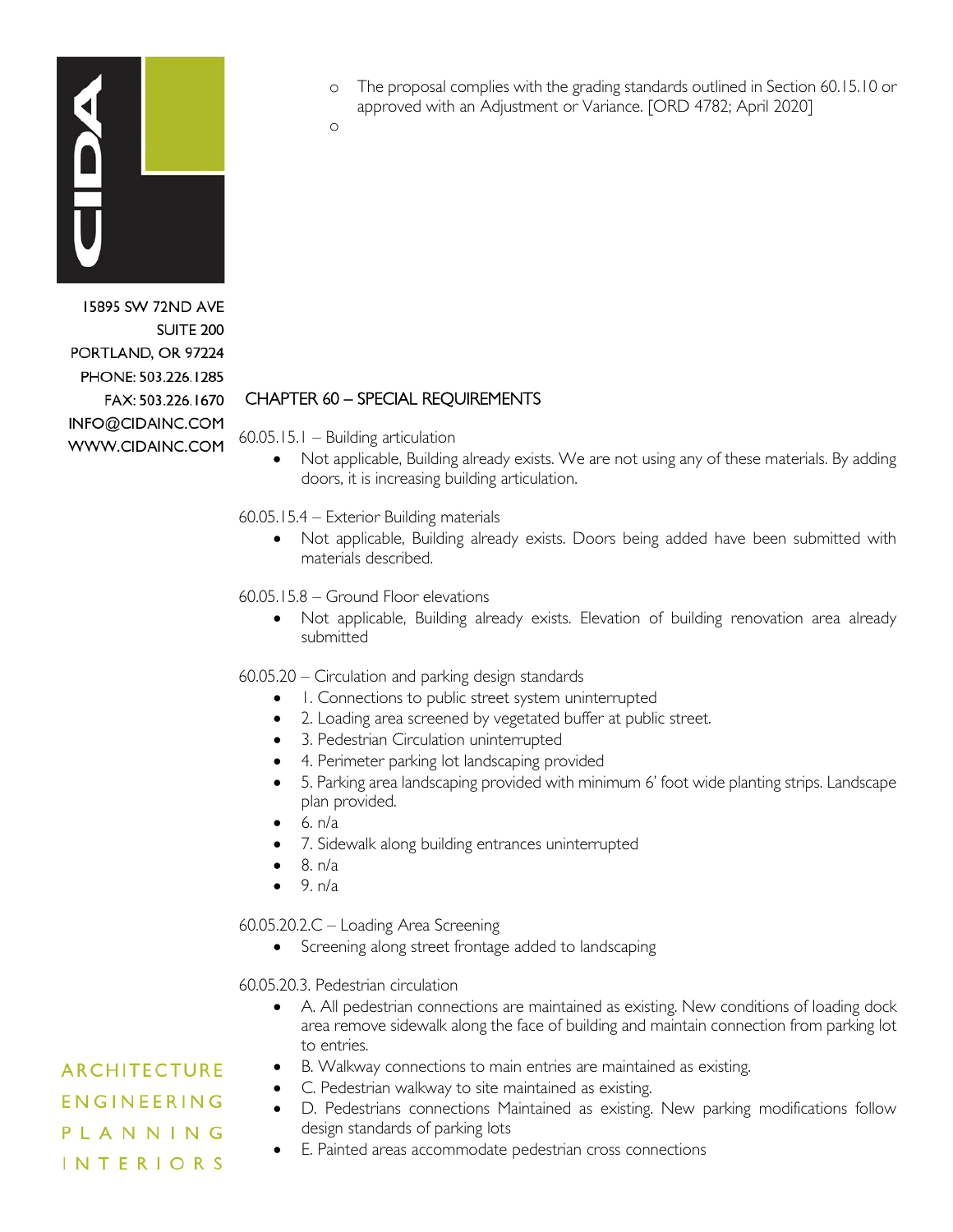- The proposal complies with the grading standards outlined in Section 60.15.10 or approved with an Adjustment or Variance. [ORD 4782; April 2020]
-

## CHAPTER 60 – SPECIAL REQUIREMENTS

60.05.15.1 – Building articulation

- Not applicable, Building already exists. We are not using any of these materials. By adding doors, it is increasing building articulation.

60.05.15.4 – Exterior Building materials

- Not applicable, Building already exists. Doors being added have been submitted with materials described.

60.05.15.8 – Ground Floor elevations

- Not applicable, Building already exists. Elevation of building renovation area already submitted

60.05.20 – Circulation and parking design standards

- 1. Connections to public street system uninterrupted
- 2. Loading area screened by vegetated buffer at public street.
- 3. Pedestrian Circulation uninterrupted
- 4. Perimeter parking lot landscaping provided
- 5. Parking area landscaping provided with minimum 6' foot wide planting strips. Landscape plan provided.
- 6. n/a
- 7. Sidewalk along building entrances uninterrupted
- 8. n/a
- 9. n/a

60.05.20.2.C – Loading Area Screening

- Screening along street frontage added to landscaping

60.05.20.3. Pedestrian circulation

- A. All pedestrian connections are maintained as existing. New conditions of loading dock area remove sidewalk along the face of building and maintain connection from parking lot to entries.
- B. Walkway connections to main entries are maintained as existing.
- C. Pedestrian walkway to site maintained as existing.
- D. Pedestrians connections Maintained as existing. New parking modifications follow design standards of parking lots
- E. Painted areas accommodate pedestrian cross connections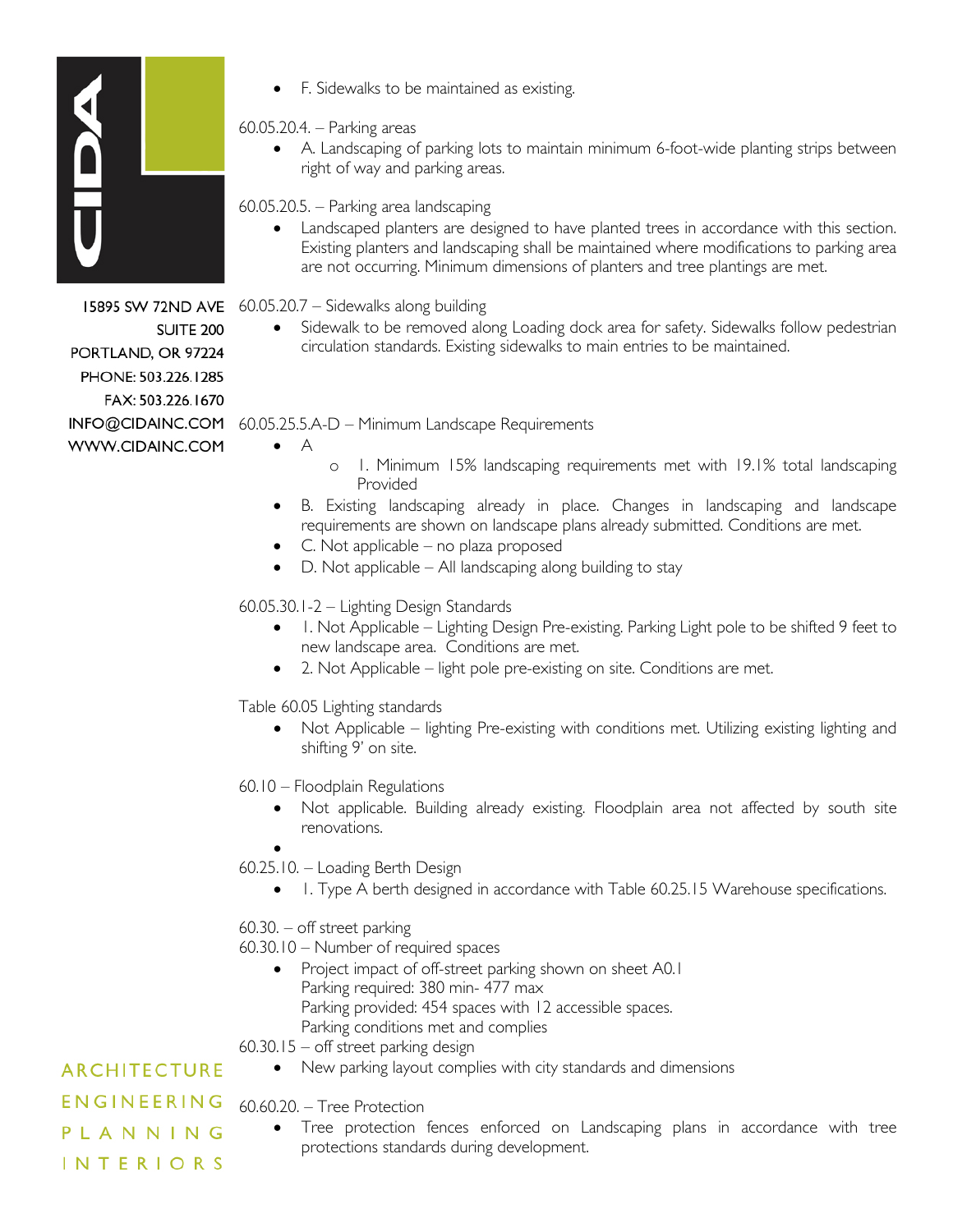- F. Sidewalks to be maintained as existing.

60.05.20.4. – Parking areas

- A. Landscaping of parking lots to maintain minimum 6-foot-wide planting strips between right of way and parking areas.

60.05.20.5. – Parking area landscaping

- Landscaped planters are designed to have planted trees in accordance with this section. Existing planters and landscaping shall be maintained where modifications to parking area are not occurring. Minimum dimensions of planters and tree plantings are met.

60.05.20.7 – Sidewalks along building

- Sidewalk to be removed along Loading dock area for safety. Sidewalks follow pedestrian circulation standards. Existing sidewalks to main entries to be maintained.

60.05.25.5.A-D – Minimum Landscape Requirements

- A
  - 1. Minimum 15% landscaping requirements met with 19.1% total landscaping Provided
- B. Existing landscaping already in place. Changes in landscaping and landscape requirements are shown on landscape plans already submitted. Conditions are met.
- C. Not applicable – no plaza proposed
- D. Not applicable – All landscaping along building to stay

60.05.30.1-2 – Lighting Design Standards

- 1. Not Applicable – Lighting Design Pre-existing. Parking Light pole to be shifted 9 feet to new landscape area. Conditions are met.
- 2. Not Applicable – light pole pre-existing on site. Conditions are met.

Table 60.05 Lighting standards

- Not Applicable – lighting Pre-existing with conditions met. Utilizing existing lighting and shifting 9' on site.

60.10 – Floodplain Regulations

- Not applicable. Building already existing. Floodplain area not affected by south site renovations.

60.25.10. – Loading Berth Design

- 1. Type A berth designed in accordance with Table 60.25.15 Warehouse specifications.

60.30. – off street parking

60.30.10 – Number of required spaces

- Project impact of off-street parking shown on sheet A0.1
  Parking required: 380 min- 477 max
  Parking provided: 454 spaces with 12 accessible spaces.
  Parking conditions met and complies

60.30.15 – off street parking design

- New parking layout complies with city standards and dimensions

60.60.20. – Tree Protection

- Tree protection fences enforced on Landscaping plans in accordance with tree protections standards during development.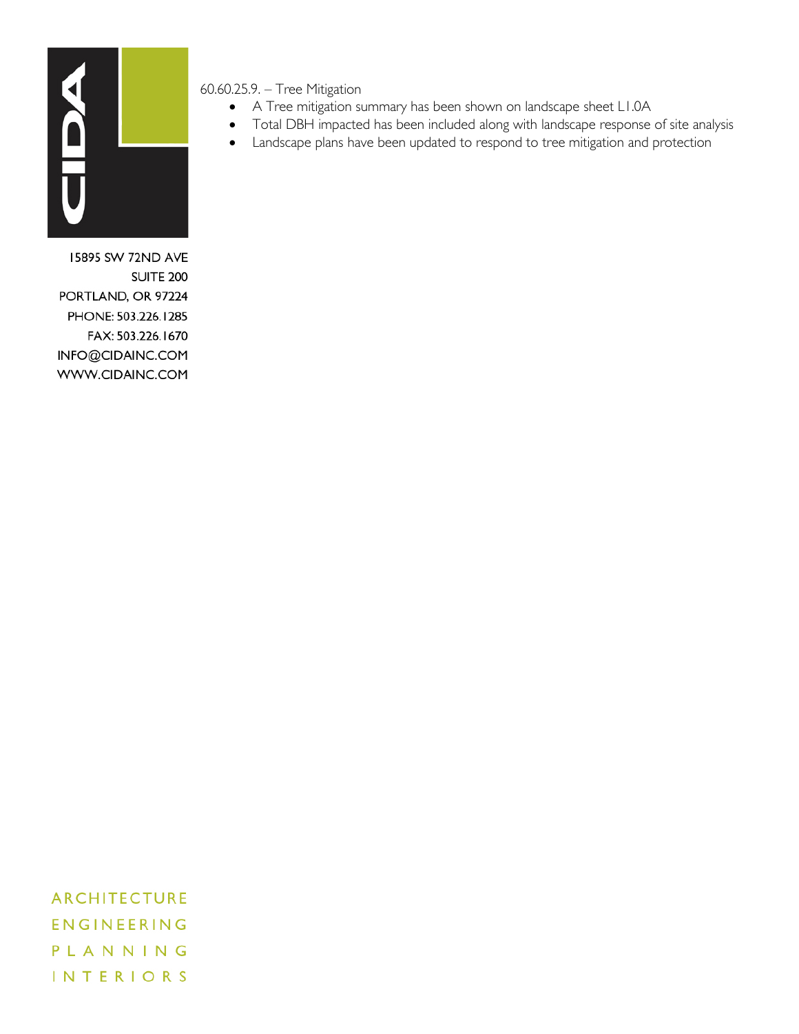60.60.25.9. – Tree Mitigation

- A Tree mitigation summary has been shown on landscape sheet L1.0A
- Total DBH impacted has been included along with landscape response of site analysis
- Landscape plans have been updated to respond to tree mitigation and protection

15895 SW 72ND AVE
SUITE 200
PORTLAND, OR 97224
PHONE: 503.226.1285
FAX: 503.226.1670
INFO@CIDAINC.COM
WWW.CIDAINC.COM

ARCHITECTURE
ENGINEERING
PLANNING
INTERIORS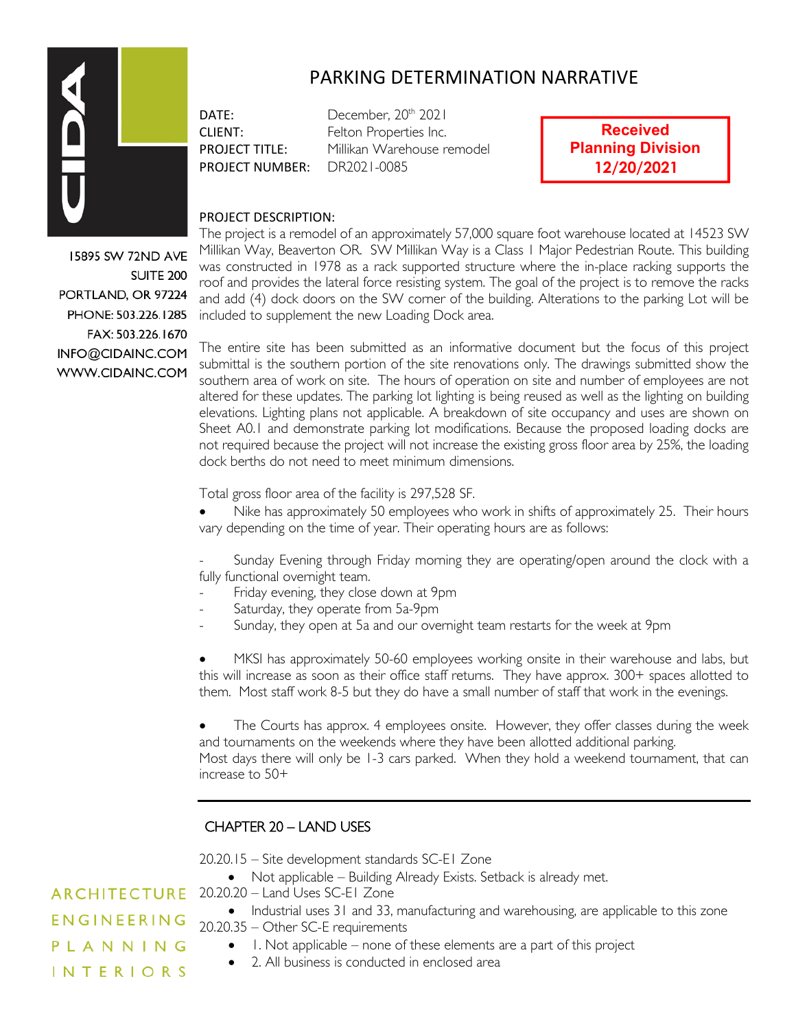# PARKING DETERMINATION NARRATIVE

15895 SW 72ND AVE
SUITE 200
PORTLAND, OR 97224
PHONE: 503.226.1285
FAX: 503.226.1670
INFO@CIDAINC.COM
WWW.CIDAINC.COM

DATE: December, 20th 2021
CLIENT: Felton Properties Inc.
PROJECT TITLE: Millikan Warehouse remodel
PROJECT NUMBER: DR2021-0085

**Received Planning Division 12/20/2021**

PROJECT DESCRIPTION:

The project is a remodel of an approximately 57,000 square foot warehouse located at 14523 SW Millikan Way, Beaverton OR. SW Millikan Way is a Class 1 Major Pedestrian Route. This building was constructed in 1978 as a rack supported structure where the in-place racking supports the roof and provides the lateral force resisting system. The goal of the project is to remove the racks and add (4) dock doors on the SW corner of the building. Alterations to the parking Lot will be included to supplement the new Loading Dock area.

The entire site has been submitted as an informative document but the focus of this project submittal is the southern portion of the site renovations only. The drawings submitted show the southern area of work on site. The hours of operation on site and number of employees are not altered for these updates. The parking lot lighting is being reused as well as the lighting on building elevations. Lighting plans not applicable. A breakdown of site occupancy and uses are shown on Sheet A0.1 and demonstrate parking lot modifications. Because the proposed loading docks are not required because the project will not increase the existing gross floor area by 25%, the loading dock berths do not need to meet minimum dimensions.

Total gross floor area of the facility is 297,528 SF.

- Nike has approximately 50 employees who work in shifts of approximately 25. Their hours vary depending on the time of year. Their operating hours are as follows:

  - Sunday Evening through Friday morning they are operating/open around the clock with a fully functional overnight team.
  - Friday evening, they close down at 9pm
  - Saturday, they operate from 5a-9pm
  - Sunday, they open at 5a and our overnight team restarts for the week at 9pm

- MKSI has approximately 50-60 employees working onsite in their warehouse and labs, but this will increase as soon as their office staff returns. They have approx. 300+ spaces allotted to them. Most staff work 8-5 but they do have a small number of staff that work in the evenings.

- The Courts has approx. 4 employees onsite. However, they offer classes during the week and tournaments on the weekends where they have been allotted additional parking. Most days there will only be 1-3 cars parked. When they hold a weekend tournament, that can increase to 50+

---

## CHAPTER 20 – LAND USES

20.20.15 – Site development standards SC-E1 Zone

- Not applicable – Building Already Exists. Setback is already met.

20.20.20 – Land Uses SC-E1 Zone

- Industrial uses 31 and 33, manufacturing and warehousing, are applicable to this zone

20.20.35 – Other SC-E requirements

- 1. Not applicable – none of these elements are a part of this project
- 2. All business is conducted in enclosed area

ARCHITECTURE
ENGINEERING
PLANNING
INTERIORS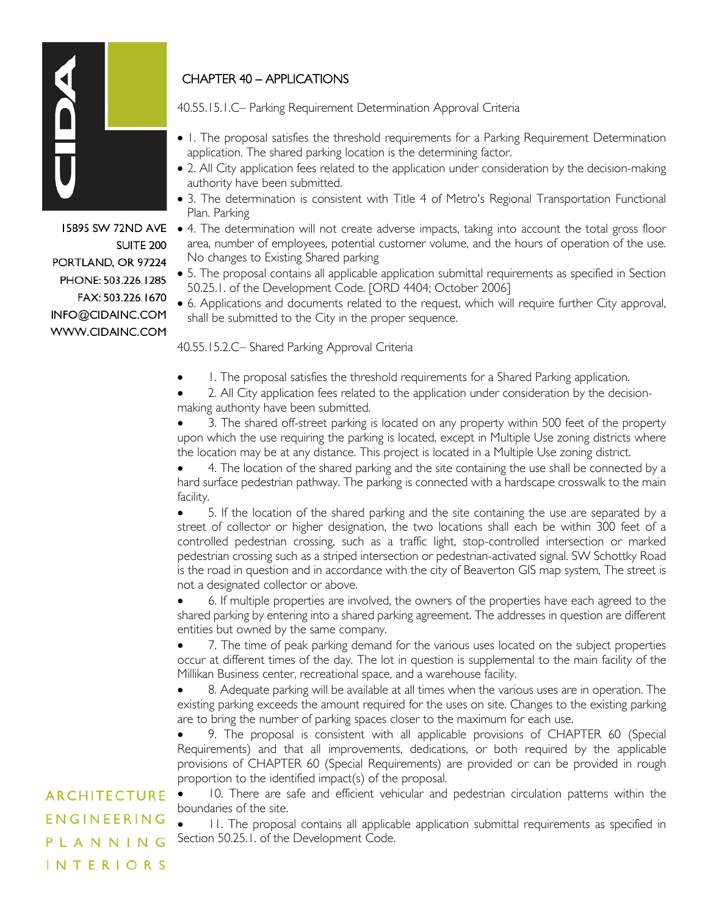## CHAPTER 40 – APPLICATIONS

40.55.15.1.C– Parking Requirement Determination Approval Criteria

- 1. The proposal satisfies the threshold requirements for a Parking Requirement Determination application. The shared parking location is the determining factor.
- 2. All City application fees related to the application under consideration by the decision-making authority have been submitted.
- 3. The determination is consistent with Title 4 of Metro's Regional Transportation Functional Plan. Parking
- 4. The determination will not create adverse impacts, taking into account the total gross floor area, number of employees, potential customer volume, and the hours of operation of the use. No changes to Existing Shared parking
- 5. The proposal contains all applicable application submittal requirements as specified in Section 50.25.1. of the Development Code. [ORD 4404; October 2006]
- 6. Applications and documents related to the request, which will require further City approval, shall be submitted to the City in the proper sequence.

40.55.15.2.C– Shared Parking Approval Criteria

- 1. The proposal satisfies the threshold requirements for a Shared Parking application.
- 2. All City application fees related to the application under consideration by the decision-making authority have been submitted.
- 3. The shared off-street parking is located on any property within 500 feet of the property upon which the use requiring the parking is located, except in Multiple Use zoning districts where the location may be at any distance. This project is located in a Multiple Use zoning district.
- 4. The location of the shared parking and the site containing the use shall be connected by a hard surface pedestrian pathway. The parking is connected with a hardscape crosswalk to the main facility.
- 5. If the location of the shared parking and the site containing the use are separated by a street of collector or higher designation, the two locations shall each be within 300 feet of a controlled pedestrian crossing, such as a traffic light, stop-controlled intersection or marked pedestrian crossing such as a striped intersection or pedestrian-activated signal. SW Schottky Road is the road in question and in accordance with the city of Beaverton GIS map system, The street is not a designated collector or above.
- 6. If multiple properties are involved, the owners of the properties have each agreed to the shared parking by entering into a shared parking agreement. The addresses in question are different entities but owned by the same company.
- 7. The time of peak parking demand for the various uses located on the subject properties occur at different times of the day. The lot in question is supplemental to the main facility of the Millikan Business center, recreational space, and a warehouse facility.
- 8. Adequate parking will be available at all times when the various uses are in operation. The existing parking exceeds the amount required for the uses on site. Changes to the existing parking are to bring the number of parking spaces closer to the maximum for each use.
- 9. The proposal is consistent with all applicable provisions of CHAPTER 60 (Special Requirements) and that all improvements, dedications, or both required by the applicable provisions of CHAPTER 60 (Special Requirements) are provided or can be provided in rough proportion to the identified impact(s) of the proposal.
- 10. There are safe and efficient vehicular and pedestrian circulation patterns within the boundaries of the site.
- 11. The proposal contains all applicable application submittal requirements as specified in Section 50.25.1. of the Development Code.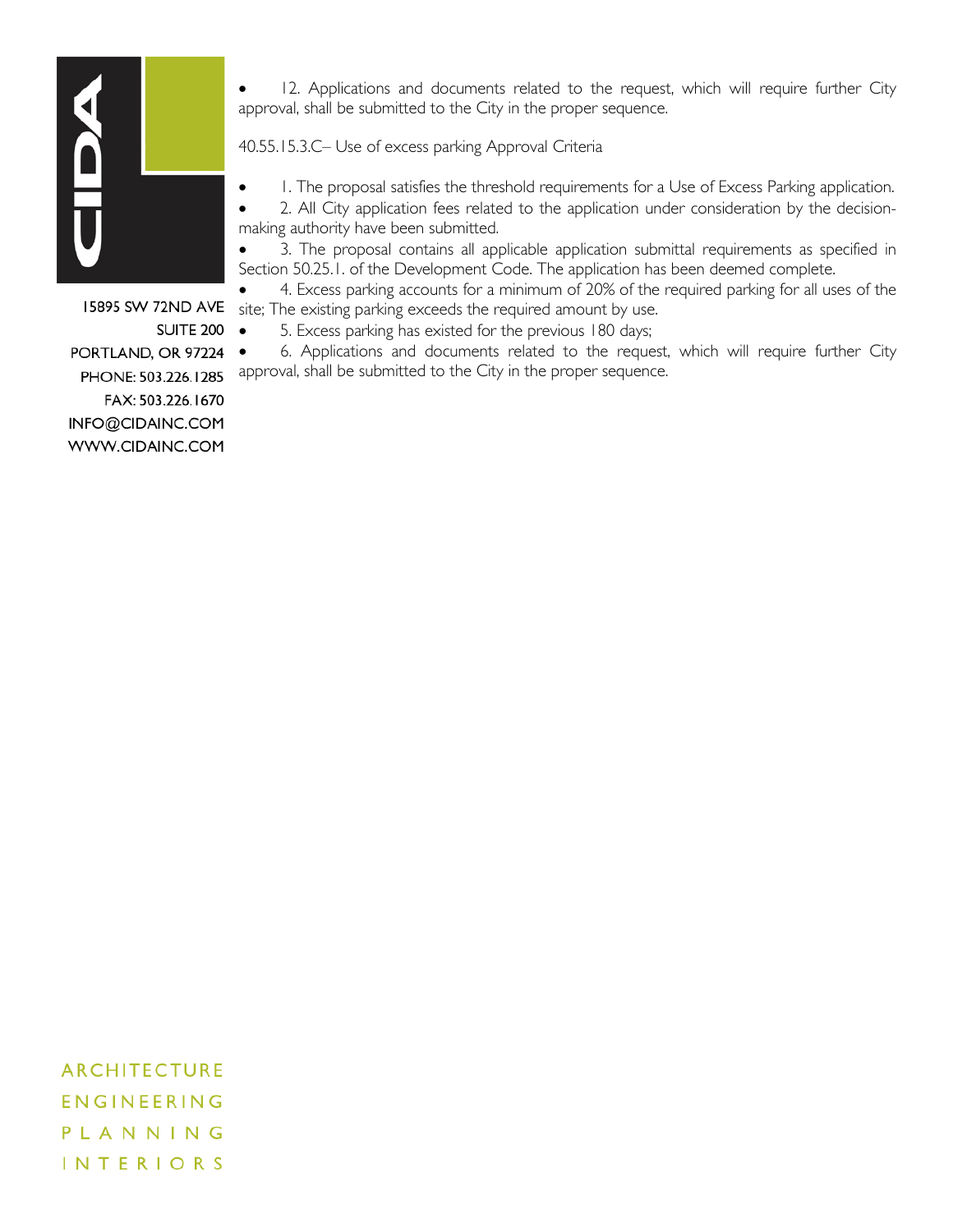- 12. Applications and documents related to the request, which will require further City approval, shall be submitted to the City in the proper sequence.

40.55.15.3.C– Use of excess parking Approval Criteria

- 1. The proposal satisfies the threshold requirements for a Use of Excess Parking application.
- 2. All City application fees related to the application under consideration by the decision-making authority have been submitted.
- 3. The proposal contains all applicable application submittal requirements as specified in Section 50.25.1. of the Development Code. The application has been deemed complete.
- 4. Excess parking accounts for a minimum of 20% of the required parking for all uses of the site; The existing parking exceeds the required amount by use.
- 5. Excess parking has existed for the previous 180 days;
- 6. Applications and documents related to the request, which will require further City approval, shall be submitted to the City in the proper sequence.